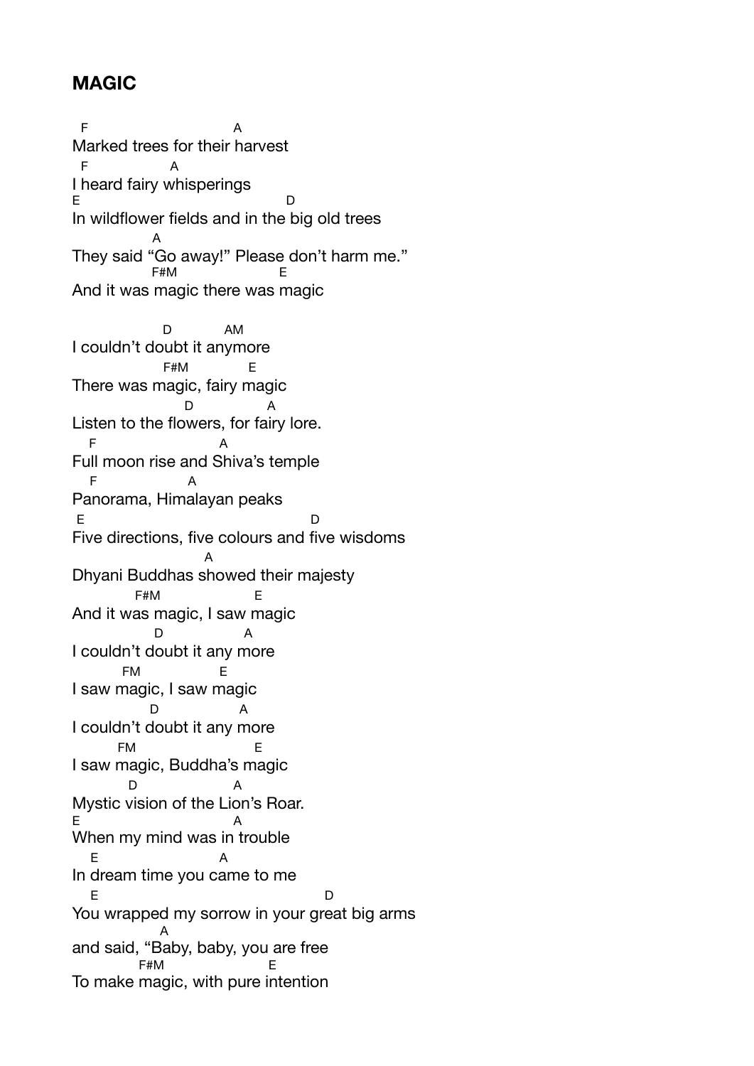## MAGIC

```
  F                            A
Marked trees for their harvest
  F              A
I heard fairy whisperings
E                                       D
In wildflower fields and in the big old trees
               A
They said "Go away!" Please don't harm me."
               F#M                E
And it was magic there was magic

                 D           AM
I couldn't doubt it anymore
                 F#M          E
There was magic, fairy magic
                    D             A
Listen to the flowers, for fairy lore.
   F                        A
Full moon rise and Shiva's temple
   F                A
Panorama, Himalayan peaks
 E                                           D
Five directions, five colours and five wisdoms
                           A
Dhyani Buddhas showed their majesty
            F#M               E
And it was magic, I saw magic
               D            A
I couldn't doubt it any more
          FM             E
I saw magic, I saw magic
              D             A
I couldn't doubt it any more
         FM                   E
I saw magic, Buddha's magic
           D                 A
Mystic vision of the Lion's Roar.
E                            A
When my mind was in trouble
   E                       A
In dream time you came to me
   E                                          D
You wrapped my sorrow in your great big arms
                 A
and said, "Baby, baby, you are free
            F#M                  E
To make magic, with pure intention
```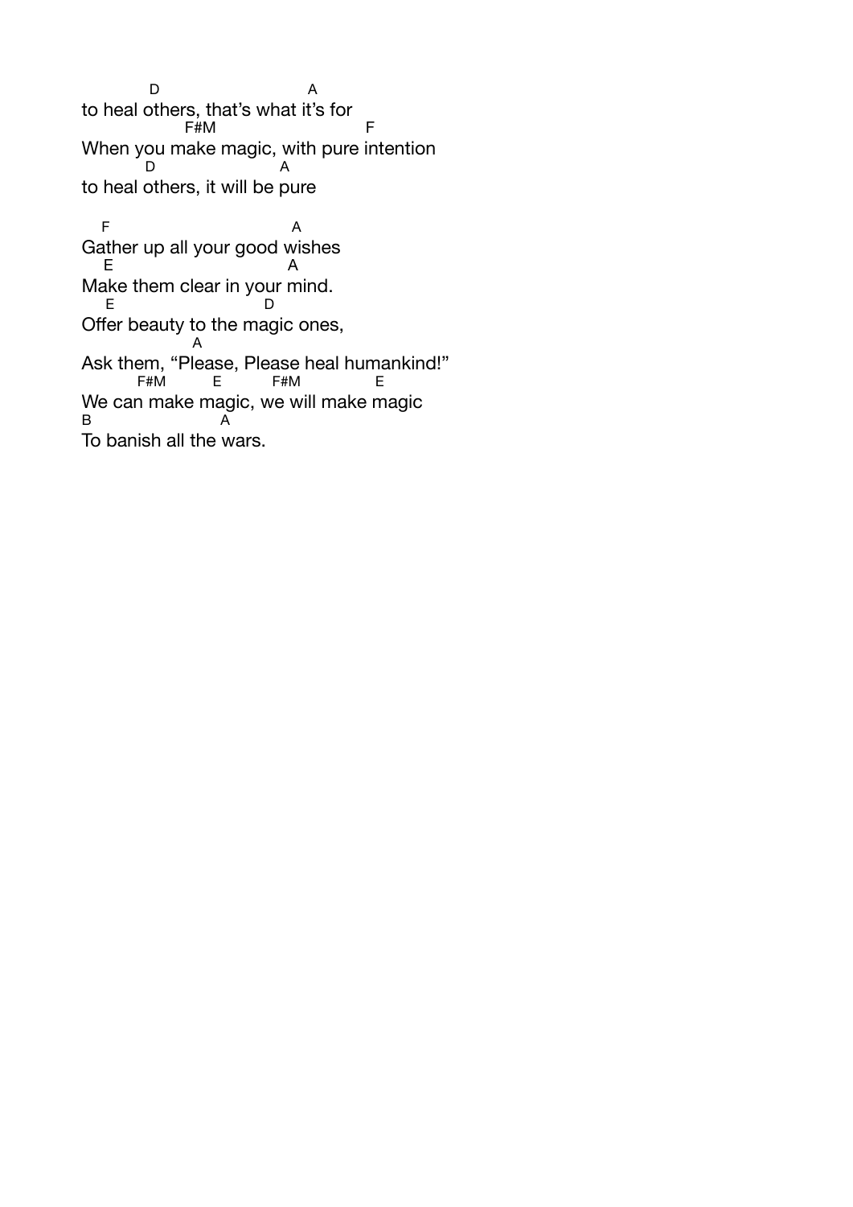```
           D                              A
to heal others, that's what it's for
                  F#M                           F
When you make magic, with pure intention
          D                        A
to heal others, it will be pure

   F                                  A
Gather up all your good wishes
    E                                 A
Make them clear in your mind.
    E                            D
Offer beauty to the magic ones,
                     A
Ask them, "Please, Please heal humankind!"
         F#M           E          F#M               E
We can make magic, we will make magic
B                          A
To banish all the wars.
```